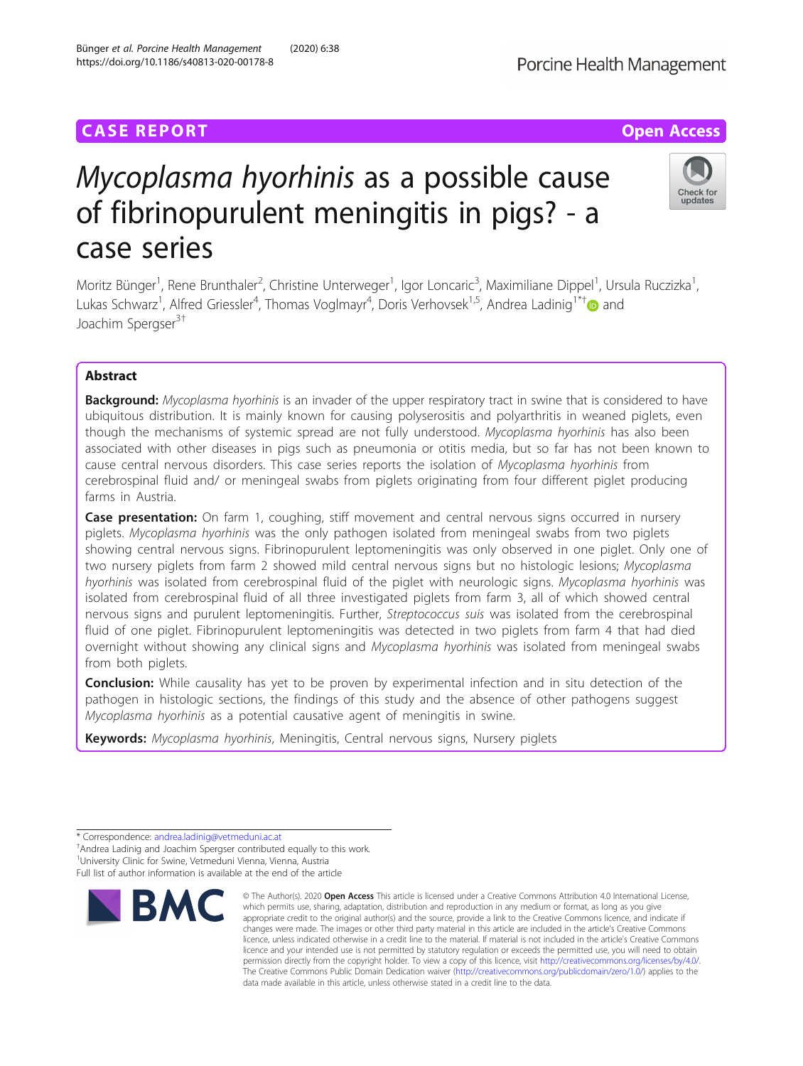CASE REPORT

Open Access

# *Mycoplasma hyorhinis* as a possible cause of fibrinopurulent meningitis in pigs? - a case series

Moritz Bünger[1], Rene Brunthaler[2], Christine Unterweger[1], Igor Loncaric[3], Maximiliane Dippel[1], Ursula Ruczizka[1], Lukas Schwarz[1], Alfred Griessler[4], Thomas Voglmayr[4], Doris Verhovsek[1,5], Andrea Ladinig[1*†] and Joachim Spergser[3†]

## Abstract

**Background:** *Mycoplasma hyorhinis* is an invader of the upper respiratory tract in swine that is considered to have ubiquitous distribution. It is mainly known for causing polyserositis and polyarthritis in weaned piglets, even though the mechanisms of systemic spread are not fully understood. *Mycoplasma hyorhinis* has also been associated with other diseases in pigs such as pneumonia or otitis media, but so far has not been known to cause central nervous disorders. This case series reports the isolation of *Mycoplasma hyorhinis* from cerebrospinal fluid and/ or meningeal swabs from piglets originating from four different piglet producing farms in Austria.

**Case presentation:** On farm 1, coughing, stiff movement and central nervous signs occurred in nursery piglets. *Mycoplasma hyorhinis* was the only pathogen isolated from meningeal swabs from two piglets showing central nervous signs. Fibrinopurulent leptomeningitis was only observed in one piglet. Only one of two nursery piglets from farm 2 showed mild central nervous signs but no histologic lesions; *Mycoplasma hyorhinis* was isolated from cerebrospinal fluid of the piglet with neurologic signs. *Mycoplasma hyorhinis* was isolated from cerebrospinal fluid of all three investigated piglets from farm 3, all of which showed central nervous signs and purulent leptomeningitis. Further, *Streptococcus suis* was isolated from the cerebrospinal fluid of one piglet. Fibrinopurulent leptomeningitis was detected in two piglets from farm 4 that had died overnight without showing any clinical signs and *Mycoplasma hyorhinis* was isolated from meningeal swabs from both piglets.

**Conclusion:** While causality has yet to be proven by experimental infection and in situ detection of the pathogen in histologic sections, the findings of this study and the absence of other pathogens suggest *Mycoplasma hyorhinis* as a potential causative agent of meningitis in swine.

**Keywords:** *Mycoplasma hyorhinis*, Meningitis, Central nervous signs, Nursery piglets

\* Correspondence: andrea.ladinig@vetmeduni.ac.at

†Andrea Ladinig and Joachim Spergser contributed equally to this work.

[1]University Clinic for Swine, Vetmeduni Vienna, Vienna, Austria

Full list of author information is available at the end of the article

© The Author(s). 2020 **Open Access** This article is licensed under a Creative Commons Attribution 4.0 International License, which permits use, sharing, adaptation, distribution and reproduction in any medium or format, as long as you give appropriate credit to the original author(s) and the source, provide a link to the Creative Commons licence, and indicate if changes were made. The images or other third party material in this article are included in the article's Creative Commons licence, unless indicated otherwise in a credit line to the material. If material is not included in the article's Creative Commons licence and your intended use is not permitted by statutory regulation or exceeds the permitted use, you will need to obtain permission directly from the copyright holder. To view a copy of this licence, visit http://creativecommons.org/licenses/by/4.0/. The Creative Commons Public Domain Dedication waiver (http://creativecommons.org/publicdomain/zero/1.0/) applies to the data made available in this article, unless otherwise stated in a credit line to the data.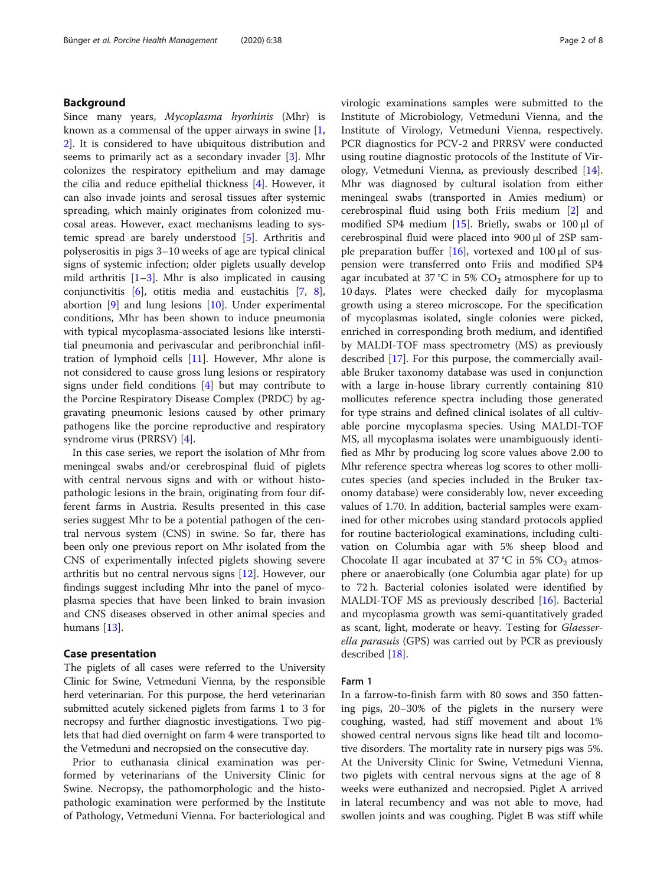## Background

Since many years, *Mycoplasma hyorhinis* (Mhr) is known as a commensal of the upper airways in swine [1, 2]. It is considered to have ubiquitous distribution and seems to primarily act as a secondary invader [3]. Mhr colonizes the respiratory epithelium and may damage the cilia and reduce epithelial thickness [4]. However, it can also invade joints and serosal tissues after systemic spreading, which mainly originates from colonized mucosal areas. However, exact mechanisms leading to systemic spread are barely understood [5]. Arthritis and polyserositis in pigs 3–10 weeks of age are typical clinical signs of systemic infection; older piglets usually develop mild arthritis [1–3]. Mhr is also implicated in causing conjunctivitis [6], otitis media and eustachitis [7, 8], abortion [9] and lung lesions [10]. Under experimental conditions, Mhr has been shown to induce pneumonia with typical mycoplasma-associated lesions like interstitial pneumonia and perivascular and peribronchial infiltration of lymphoid cells [11]. However, Mhr alone is not considered to cause gross lung lesions or respiratory signs under field conditions [4] but may contribute to the Porcine Respiratory Disease Complex (PRDC) by aggravating pneumonic lesions caused by other primary pathogens like the porcine reproductive and respiratory syndrome virus (PRRSV) [4].

In this case series, we report the isolation of Mhr from meningeal swabs and/or cerebrospinal fluid of piglets with central nervous signs and with or without histopathologic lesions in the brain, originating from four different farms in Austria. Results presented in this case series suggest Mhr to be a potential pathogen of the central nervous system (CNS) in swine. So far, there has been only one previous report on Mhr isolated from the CNS of experimentally infected piglets showing severe arthritis but no central nervous signs [12]. However, our findings suggest including Mhr into the panel of mycoplasma species that have been linked to brain invasion and CNS diseases observed in other animal species and humans [13].

## Case presentation

The piglets of all cases were referred to the University Clinic for Swine, Vetmeduni Vienna, by the responsible herd veterinarian. For this purpose, the herd veterinarian submitted acutely sickened piglets from farms 1 to 3 for necropsy and further diagnostic investigations. Two piglets that had died overnight on farm 4 were transported to the Vetmeduni and necropsied on the consecutive day.

Prior to euthanasia clinical examination was performed by veterinarians of the University Clinic for Swine. Necropsy, the pathomorphologic and the histopathologic examination were performed by the Institute of Pathology, Vetmeduni Vienna. For bacteriological and virologic examinations samples were submitted to the Institute of Microbiology, Vetmeduni Vienna, and the Institute of Virology, Vetmeduni Vienna, respectively. PCR diagnostics for PCV-2 and PRRSV were conducted using routine diagnostic protocols of the Institute of Virology, Vetmeduni Vienna, as previously described [14]. Mhr was diagnosed by cultural isolation from either meningeal swabs (transported in Amies medium) or cerebrospinal fluid using both Friis medium [2] and modified SP4 medium [15]. Briefly, swabs or 100 μl of cerebrospinal fluid were placed into 900 μl of 2SP sample preparation buffer [16], vortexed and 100 μl of suspension were transferred onto Friis and modified SP4 agar incubated at 37 °C in 5% $CO_2$ atmosphere for up to 10 days. Plates were checked daily for mycoplasma growth using a stereo microscope. For the specification of mycoplasmas isolated, single colonies were picked, enriched in corresponding broth medium, and identified by MALDI-TOF mass spectrometry (MS) as previously described [17]. For this purpose, the commercially available Bruker taxonomy database was used in conjunction with a large in-house library currently containing 810 mollicutes reference spectra including those generated for type strains and defined clinical isolates of all cultivable porcine mycoplasma species. Using MALDI-TOF MS, all mycoplasma isolates were unambiguously identified as Mhr by producing log score values above 2.00 to Mhr reference spectra whereas log scores to other mollicutes species (and species included in the Bruker taxonomy database) were considerably low, never exceeding values of 1.70. In addition, bacterial samples were examined for other microbes using standard protocols applied for routine bacteriological examinations, including cultivation on Columbia agar with 5% sheep blood and Chocolate II agar incubated at 37 °C in 5% $CO_2$ atmosphere or anaerobically (one Columbia agar plate) for up to 72 h. Bacterial colonies isolated were identified by MALDI-TOF MS as previously described [16]. Bacterial and mycoplasma growth was semi-quantitatively graded as scant, light, moderate or heavy. Testing for *Glaesserella parasuis* (GPS) was carried out by PCR as previously described [18].

### Farm 1

In a farrow-to-finish farm with 80 sows and 350 fattening pigs, 20–30% of the piglets in the nursery were coughing, wasted, had stiff movement and about 1% showed central nervous signs like head tilt and locomotive disorders. The mortality rate in nursery pigs was 5%. At the University Clinic for Swine, Vetmeduni Vienna, two piglets with central nervous signs at the age of 8 weeks were euthanized and necropsied. Piglet A arrived in lateral recumbency and was not able to move, had swollen joints and was coughing. Piglet B was stiff while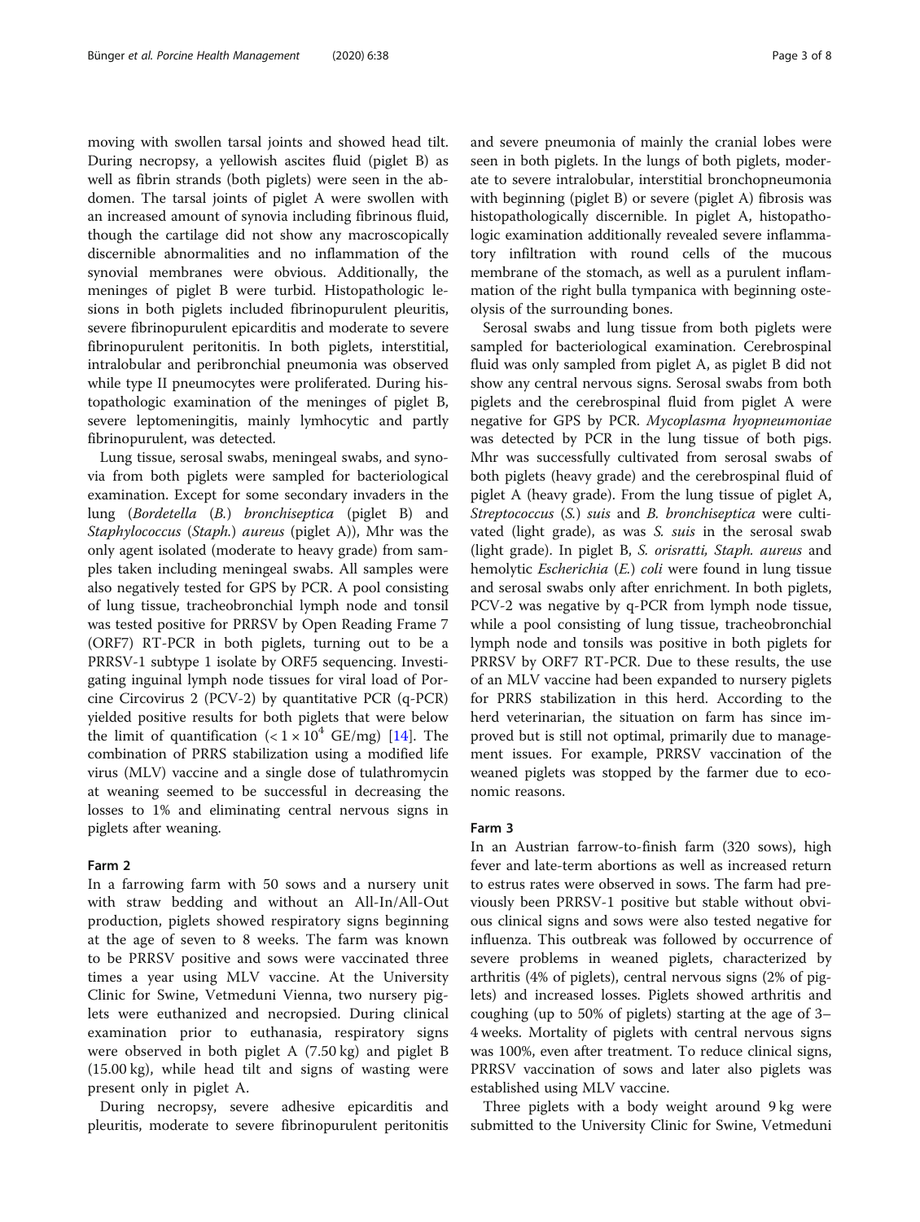moving with swollen tarsal joints and showed head tilt. During necropsy, a yellowish ascites fluid (piglet B) as well as fibrin strands (both piglets) were seen in the abdomen. The tarsal joints of piglet A were swollen with an increased amount of synovia including fibrinous fluid, though the cartilage did not show any macroscopically discernible abnormalities and no inflammation of the synovial membranes were obvious. Additionally, the meninges of piglet B were turbid. Histopathologic lesions in both piglets included fibrinopurulent pleuritis, severe fibrinopurulent epicarditis and moderate to severe fibrinopurulent peritonitis. In both piglets, interstitial, intralobular and peribronchial pneumonia was observed while type II pneumocytes were proliferated. During histopathologic examination of the meninges of piglet B, severe leptomeningitis, mainly lymhocytic and partly fibrinopurulent, was detected.

Lung tissue, serosal swabs, meningeal swabs, and synovia from both piglets were sampled for bacteriological examination. Except for some secondary invaders in the lung (*Bordetella* (*B.*) *bronchiseptica* (piglet B) and *Staphylococcus* (*Staph.*) *aureus* (piglet A)), Mhr was the only agent isolated (moderate to heavy grade) from samples taken including meningeal swabs. All samples were also negatively tested for GPS by PCR. A pool consisting of lung tissue, tracheobronchial lymph node and tonsil was tested positive for PRRSV by Open Reading Frame 7 (ORF7) RT-PCR in both piglets, turning out to be a PRRSV-1 subtype 1 isolate by ORF5 sequencing. Investigating inguinal lymph node tissues for viral load of Porcine Circovirus 2 (PCV-2) by quantitative PCR (q-PCR) yielded positive results for both piglets that were below the limit of quantification ($< 1 \times 10^4$ GE/mg) [14]. The combination of PRRS stabilization using a modified life virus (MLV) vaccine and a single dose of tulathromycin at weaning seemed to be successful in decreasing the losses to 1% and eliminating central nervous signs in piglets after weaning.

### Farm 2

In a farrowing farm with 50 sows and a nursery unit with straw bedding and without an All-In/All-Out production, piglets showed respiratory signs beginning at the age of seven to 8 weeks. The farm was known to be PRRSV positive and sows were vaccinated three times a year using MLV vaccine. At the University Clinic for Swine, Vetmeduni Vienna, two nursery piglets were euthanized and necropsied. During clinical examination prior to euthanasia, respiratory signs were observed in both piglet A (7.50 kg) and piglet B (15.00 kg), while head tilt and signs of wasting were present only in piglet A.

During necropsy, severe adhesive epicarditis and pleuritis, moderate to severe fibrinopurulent peritonitis and severe pneumonia of mainly the cranial lobes were seen in both piglets. In the lungs of both piglets, moderate to severe intralobular, interstitial bronchopneumonia with beginning (piglet B) or severe (piglet A) fibrosis was histopathologically discernible. In piglet A, histopathologic examination additionally revealed severe inflammatory infiltration with round cells of the mucous membrane of the stomach, as well as a purulent inflammation of the right bulla tympanica with beginning osteolysis of the surrounding bones.

Serosal swabs and lung tissue from both piglets were sampled for bacteriological examination. Cerebrospinal fluid was only sampled from piglet A, as piglet B did not show any central nervous signs. Serosal swabs from both piglets and the cerebrospinal fluid from piglet A were negative for GPS by PCR. *Mycoplasma hyopneumoniae* was detected by PCR in the lung tissue of both pigs. Mhr was successfully cultivated from serosal swabs of both piglets (heavy grade) and the cerebrospinal fluid of piglet A (heavy grade). From the lung tissue of piglet A, *Streptococcus* (*S.*) *suis* and *B. bronchiseptica* were cultivated (light grade), as was *S. suis* in the serosal swab (light grade). In piglet B, *S. orisratti*, *Staph. aureus* and hemolytic *Escherichia* (*E.*) *coli* were found in lung tissue and serosal swabs only after enrichment. In both piglets, PCV-2 was negative by q-PCR from lymph node tissue, while a pool consisting of lung tissue, tracheobronchial lymph node and tonsils was positive in both piglets for PRRSV by ORF7 RT-PCR. Due to these results, the use of an MLV vaccine had been expanded to nursery piglets for PRRS stabilization in this herd. According to the herd veterinarian, the situation on farm has since improved but is still not optimal, primarily due to management issues. For example, PRRSV vaccination of the weaned piglets was stopped by the farmer due to economic reasons.

### Farm 3

In an Austrian farrow-to-finish farm (320 sows), high fever and late-term abortions as well as increased return to estrus rates were observed in sows. The farm had previously been PRRSV-1 positive but stable without obvious clinical signs and sows were also tested negative for influenza. This outbreak was followed by occurrence of severe problems in weaned piglets, characterized by arthritis (4% of piglets), central nervous signs (2% of piglets) and increased losses. Piglets showed arthritis and coughing (up to 50% of piglets) starting at the age of 3–4 weeks. Mortality of piglets with central nervous signs was 100%, even after treatment. To reduce clinical signs, PRRSV vaccination of sows and later also piglets was established using MLV vaccine.

Three piglets with a body weight around 9 kg were submitted to the University Clinic for Swine, Vetmeduni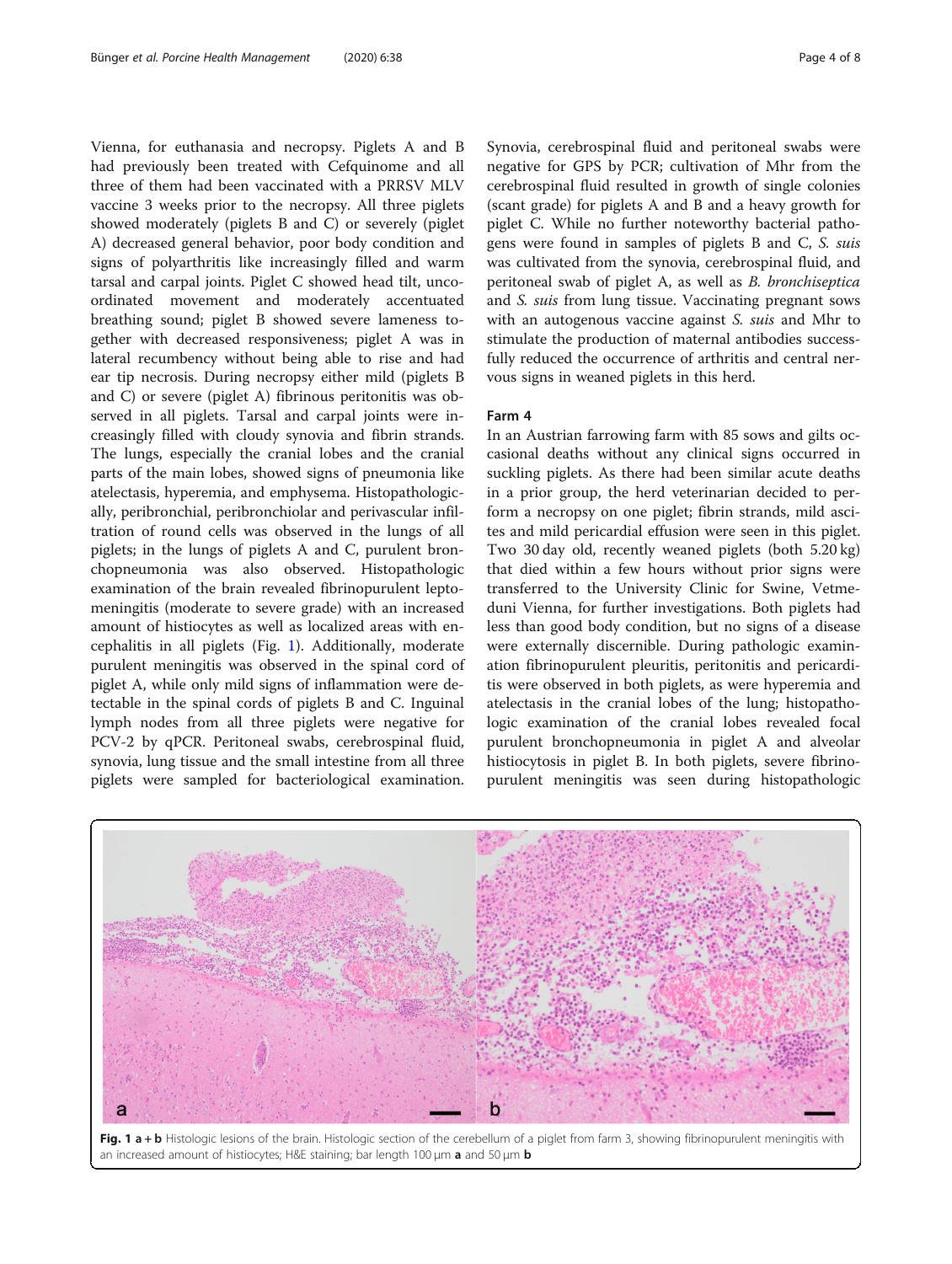Vienna, for euthanasia and necropsy. Piglets A and B had previously been treated with Cefquinome and all three of them had been vaccinated with a PRRSV MLV vaccine 3 weeks prior to the necropsy. All three piglets showed moderately (piglets B and C) or severely (piglet A) decreased general behavior, poor body condition and signs of polyarthritis like increasingly filled and warm tarsal and carpal joints. Piglet C showed head tilt, uncoordinated movement and moderately accentuated breathing sound; piglet B showed severe lameness together with decreased responsiveness; piglet A was in lateral recumbency without being able to rise and had ear tip necrosis. During necropsy either mild (piglets B and C) or severe (piglet A) fibrinous peritonitis was observed in all piglets. Tarsal and carpal joints were increasingly filled with cloudy synovia and fibrin strands. The lungs, especially the cranial lobes and the cranial parts of the main lobes, showed signs of pneumonia like atelectasis, hyperemia, and emphysema. Histopathologically, peribronchial, peribronchiolar and perivascular infiltration of round cells was observed in the lungs of all piglets; in the lungs of piglets A and C, purulent bronchopneumonia was also observed. Histopathologic examination of the brain revealed fibrinopurulent leptomeningitis (moderate to severe grade) with an increased amount of histiocytes as well as localized areas with encephalitis in all piglets (Fig. 1). Additionally, moderate purulent meningitis was observed in the spinal cord of piglet A, while only mild signs of inflammation were detectable in the spinal cords of piglets B and C. Inguinal lymph nodes from all three piglets were negative for PCV-2 by qPCR. Peritoneal swabs, cerebrospinal fluid, synovia, lung tissue and the small intestine from all three piglets were sampled for bacteriological examination. Synovia, cerebrospinal fluid and peritoneal swabs were negative for GPS by PCR; cultivation of Mhr from the cerebrospinal fluid resulted in growth of single colonies (scant grade) for piglets A and B and a heavy growth for piglet C. While no further noteworthy bacterial pathogens were found in samples of piglets B and C, *S. suis* was cultivated from the synovia, cerebrospinal fluid, and peritoneal swab of piglet A, as well as *B. bronchiseptica* and *S. suis* from lung tissue. Vaccinating pregnant sows with an autogenous vaccine against *S. suis* and Mhr to stimulate the production of maternal antibodies successfully reduced the occurrence of arthritis and central nervous signs in weaned piglets in this herd.

### Farm 4

In an Austrian farrowing farm with 85 sows and gilts occasional deaths without any clinical signs occurred in suckling piglets. As there had been similar acute deaths in a prior group, the herd veterinarian decided to perform a necropsy on one piglet; fibrin strands, mild ascites and mild pericardial effusion were seen in this piglet. Two 30 day old, recently weaned piglets (both 5.20 kg) that died within a few hours without prior signs were transferred to the University Clinic for Swine, Vetmeduni Vienna, for further investigations. Both piglets had less than good body condition, but no signs of a disease were externally discernible. During pathologic examination fibrinopurulent pleuritis, peritonitis and pericarditis were observed in both piglets, as were hyperemia and atelectasis in the cranial lobes of the lung; histopathologic examination of the cranial lobes revealed focal purulent bronchopneumonia in piglet A and alveolar histiocytosis in piglet B. In both piglets, severe fibrinopurulent meningitis was seen during histopathologic

**Fig. 1 a + b** Histologic lesions of the brain. Histologic section of the cerebellum of a piglet from farm 3, showing fibrinopurulent meningitis with an increased amount of histiocytes; H&E staining; bar length 100 μm **a** and 50 μm **b**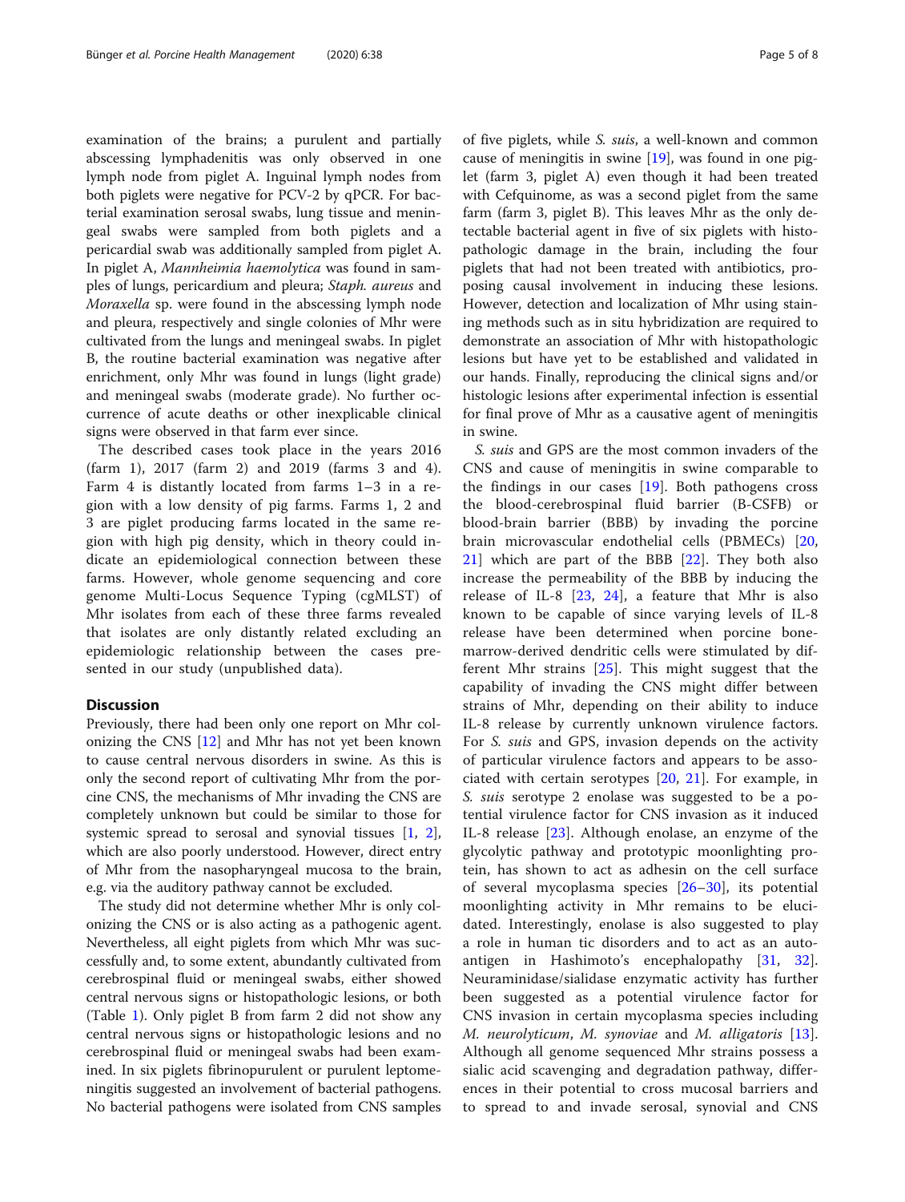examination of the brains; a purulent and partially abscessing lymphadenitis was only observed in one lymph node from piglet A. Inguinal lymph nodes from both piglets were negative for PCV-2 by qPCR. For bacterial examination serosal swabs, lung tissue and meningeal swabs were sampled from both piglets and a pericardial swab was additionally sampled from piglet A. In piglet A, *Mannheimia haemolytica* was found in samples of lungs, pericardium and pleura; *Staph. aureus* and *Moraxella* sp. were found in the abscessing lymph node and pleura, respectively and single colonies of Mhr were cultivated from the lungs and meningeal swabs. In piglet B, the routine bacterial examination was negative after enrichment, only Mhr was found in lungs (light grade) and meningeal swabs (moderate grade). No further occurrence of acute deaths or other inexplicable clinical signs were observed in that farm ever since.

The described cases took place in the years 2016 (farm 1), 2017 (farm 2) and 2019 (farms 3 and 4). Farm 4 is distantly located from farms 1–3 in a region with a low density of pig farms. Farms 1, 2 and 3 are piglet producing farms located in the same region with high pig density, which in theory could indicate an epidemiological connection between these farms. However, whole genome sequencing and core genome Multi-Locus Sequence Typing (cgMLST) of Mhr isolates from each of these three farms revealed that isolates are only distantly related excluding an epidemiologic relationship between the cases presented in our study (unpublished data).

## Discussion

Previously, there had been only one report on Mhr colonizing the CNS [12] and Mhr has not yet been known to cause central nervous disorders in swine. As this is only the second report of cultivating Mhr from the porcine CNS, the mechanisms of Mhr invading the CNS are completely unknown but could be similar to those for systemic spread to serosal and synovial tissues [1, 2], which are also poorly understood. However, direct entry of Mhr from the nasopharyngeal mucosa to the brain, e.g. via the auditory pathway cannot be excluded.

The study did not determine whether Mhr is only colonizing the CNS or is also acting as a pathogenic agent. Nevertheless, all eight piglets from which Mhr was successfully and, to some extent, abundantly cultivated from cerebrospinal fluid or meningeal swabs, either showed central nervous signs or histopathologic lesions, or both (Table 1). Only piglet B from farm 2 did not show any central nervous signs or histopathologic lesions and no cerebrospinal fluid or meningeal swabs had been examined. In six piglets fibrinopurulent or purulent leptomeningitis suggested an involvement of bacterial pathogens. No bacterial pathogens were isolated from CNS samples of five piglets, while *S. suis*, a well-known and common cause of meningitis in swine [19], was found in one piglet (farm 3, piglet A) even though it had been treated with Cefquinome, as was a second piglet from the same farm (farm 3, piglet B). This leaves Mhr as the only detectable bacterial agent in five of six piglets with histopathologic damage in the brain, including the four piglets that had not been treated with antibiotics, proposing causal involvement in inducing these lesions. However, detection and localization of Mhr using staining methods such as in situ hybridization are required to demonstrate an association of Mhr with histopathologic lesions but have yet to be established and validated in our hands. Finally, reproducing the clinical signs and/or histologic lesions after experimental infection is essential for final prove of Mhr as a causative agent of meningitis in swine.

*S. suis* and GPS are the most common invaders of the CNS and cause of meningitis in swine comparable to the findings in our cases [19]. Both pathogens cross the blood-cerebrospinal fluid barrier (B-CSFB) or blood-brain barrier (BBB) by invading the porcine brain microvascular endothelial cells (PBMECs) [20, 21] which are part of the BBB [22]. They both also increase the permeability of the BBB by inducing the release of IL-8 [23, 24], a feature that Mhr is also known to be capable of since varying levels of IL-8 release have been determined when porcine bone-marrow-derived dendritic cells were stimulated by different Mhr strains [25]. This might suggest that the capability of invading the CNS might differ between strains of Mhr, depending on their ability to induce IL-8 release by currently unknown virulence factors. For *S. suis* and GPS, invasion depends on the activity of particular virulence factors and appears to be associated with certain serotypes [20, 21]. For example, in *S. suis* serotype 2 enolase was suggested to be a potential virulence factor for CNS invasion as it induced IL-8 release [23]. Although enolase, an enzyme of the glycolytic pathway and prototypic moonlighting protein, has shown to act as adhesin on the cell surface of several mycoplasma species [26–30], its potential moonlighting activity in Mhr remains to be elucidated. Interestingly, enolase is also suggested to play a role in human tic disorders and to act as an autoantigen in Hashimoto's encephalopathy [31, 32]. Neuraminidase/sialidase enzymatic activity has further been suggested as a potential virulence factor for CNS invasion in certain mycoplasma species including *M. neurolyticum*, *M. synoviae* and *M. alligatoris* [13]. Although all genome sequenced Mhr strains possess a sialic acid scavenging and degradation pathway, differences in their potential to cross mucosal barriers and to spread to and invade serosal, synovial and CNS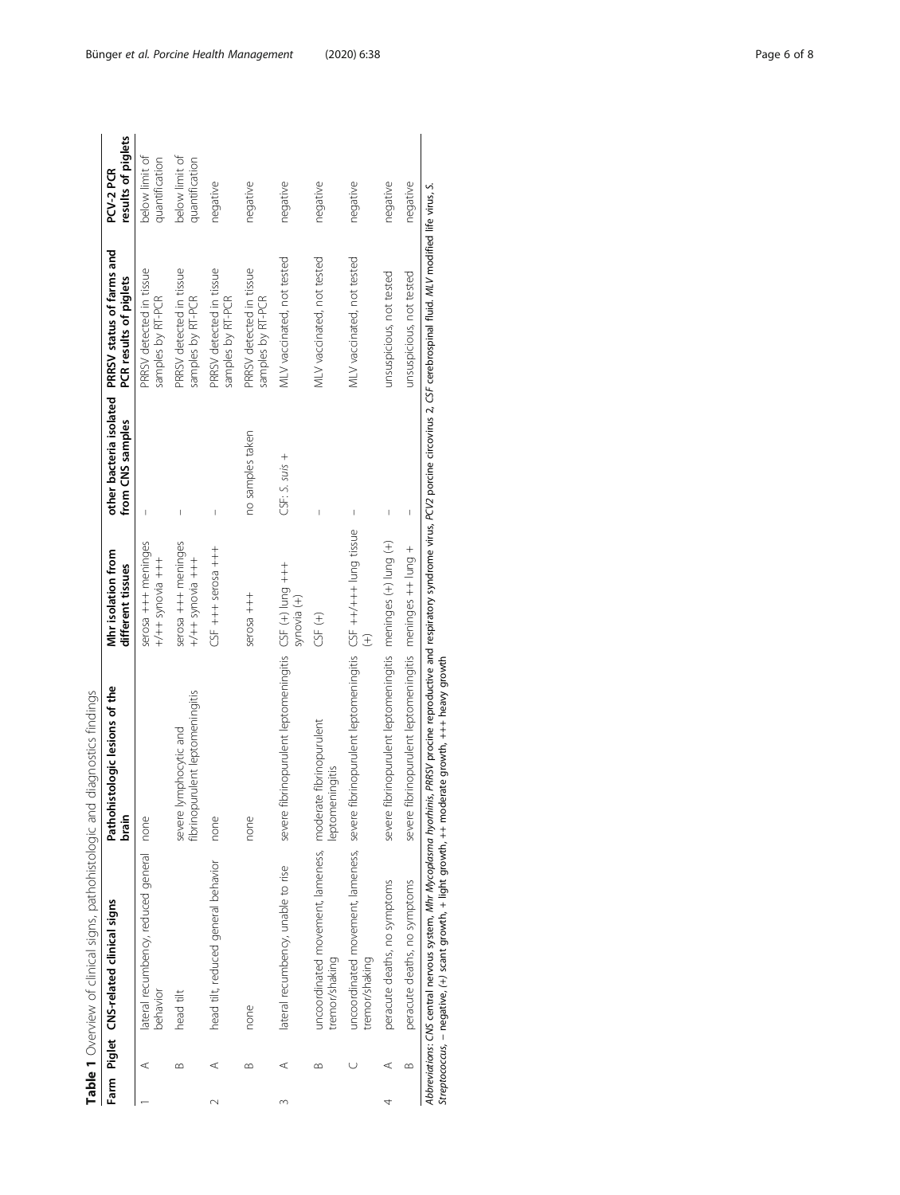**Table 1** Overview of clinical signs, pathohistologic and diagnostics findings

| Farm | Piglet | CNS-related clinical signs | Pathohistologic lesions of the brain | Mhr isolation from different tissues | other bacteria isolated from CNS samples | PRRSV status of farms and PCR results of piglets | PCV-2 PCR results of piglets |
|---|---|---|---|---|---|---|---|
| 1 | A | lateral recumbency, reduced general behavior | none | serosa +++ meninges +/++ synovia +++ | – | PRRSV detected in tissue samples by RT-PCR | below limit of quantification |
| | B | head tilt | severe lymphocytic and fibrinopurulent leptomeningitis | serosa +++ meninges +/++ synovia +++ | – | PRRSV detected in tissue samples by RT-PCR | below limit of quantification |
| 2 | A | head tilt, reduced general behavior | none | CSF +++ serosa +++ | – | PRRSV detected in tissue samples by RT-PCR | negative |
| | B | none | none | serosa +++ | no samples taken | PRRSV detected in tissue samples by RT-PCR | negative |
| 3 | A | lateral recumbency, unable to rise | severe fibrinopurulent leptomeningitis | CSF (+) lung +++ synovia (+) | CSF: *S. suis* + | MLV vaccinated, not tested | negative |
| | B | uncoordinated movement, lameness, tremor/shaking | moderate fibrinopurulent leptomeningitis | CSF (+) | – | MLV vaccinated, not tested | negative |
| | C | uncoordinated movement, lameness, tremor/shaking | severe fibrinopurulent leptomeningitis | CSF ++/+++ lung tissue (+) | – | MLV vaccinated, not tested | negative |
| 4 | A | peracute deaths, no symptoms | severe fibrinopurulent leptomeningitis | meninges (+) lung (+) | – | unsuspicious, not tested | negative |
| | B | peracute deaths, no symptoms | severe fibrinopurulent leptomeningitis | meninges ++ lung + | – | unsuspicious, not tested | negative |

*Abbreviations*: *CNS* central nervous system, *Mhr Mycoplasma hyorhinis*, *PRRSV* procine reproductive and respiratory syndrome virus, *PCV2* porcine circovirus 2, *CSF* cerebrospinal fluid. *MLV* modified life virus, *S. Streptococcus*, – negative, (+) scant growth, + light growth, ++ moderate growth, +++ heavy growth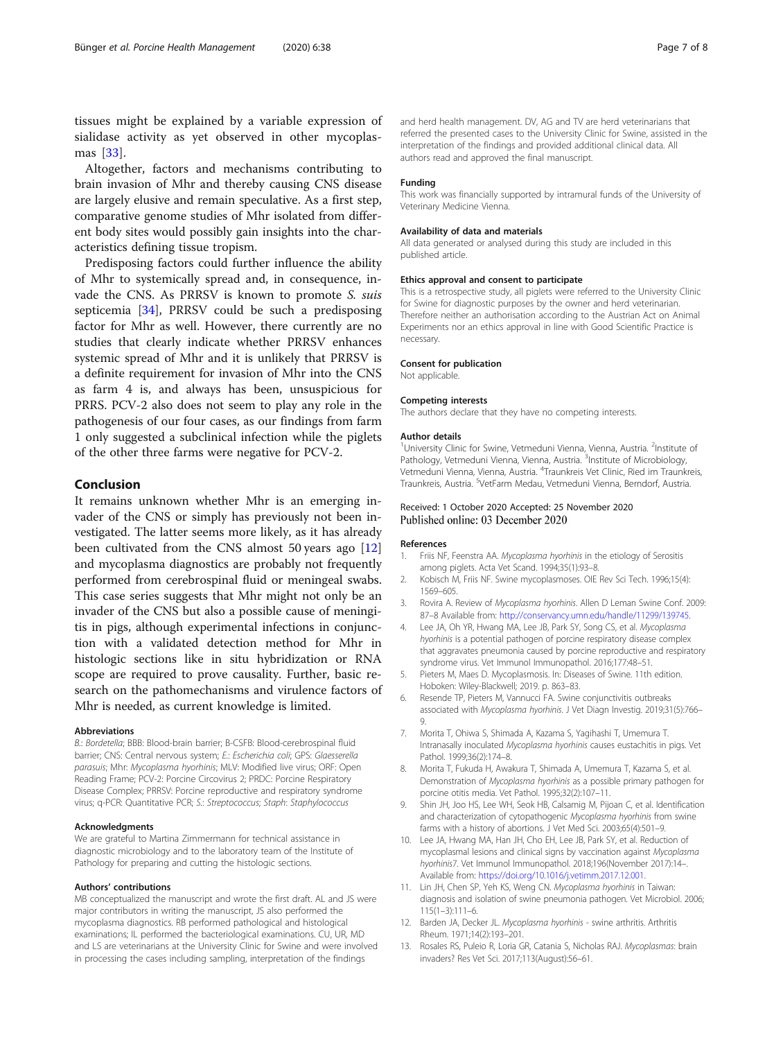tissues might be explained by a variable expression of sialidase activity as yet observed in other mycoplasmas [33].

Altogether, factors and mechanisms contributing to brain invasion of Mhr and thereby causing CNS disease are largely elusive and remain speculative. As a first step, comparative genome studies of Mhr isolated from different body sites would possibly gain insights into the characteristics defining tissue tropism.

Predisposing factors could further influence the ability of Mhr to systemically spread and, in consequence, invade the CNS. As PRRSV is known to promote *S. suis* septicemia [34], PRRSV could be such a predisposing factor for Mhr as well. However, there currently are no studies that clearly indicate whether PRRSV enhances systemic spread of Mhr and it is unlikely that PRRSV is a definite requirement for invasion of Mhr into the CNS as farm 4 is, and always has been, unsuspicious for PRRS. PCV-2 also does not seem to play any role in the pathogenesis of our four cases, as our findings from farm 1 only suggested a subclinical infection while the piglets of the other three farms were negative for PCV-2.

## Conclusion

It remains unknown whether Mhr is an emerging invader of the CNS or simply has previously not been investigated. The latter seems more likely, as it has already been cultivated from the CNS almost 50 years ago [12] and mycoplasma diagnostics are probably not frequently performed from cerebrospinal fluid or meningeal swabs. This case series suggests that Mhr might not only be an invader of the CNS but also a possible cause of meningitis in pigs, although experimental infections in conjunction with a validated detection method for Mhr in histologic sections like in situ hybridization or RNA scope are required to prove causality. Further, basic research on the pathomechanisms and virulence factors of Mhr is needed, as current knowledge is limited.

#### Abbreviations

*B.*: *Bordetella*; BBB: Blood-brain barrier; B-CSFB: Blood-cerebrospinal fluid barrier; CNS: Central nervous system; *E.*: *Escherichia coli*; GPS: *Glaesserella parasuis*; Mhr: *Mycoplasma hyorhinis*; MLV: Modified live virus; ORF: Open Reading Frame; PCV-2: Porcine Circovirus 2; PRDC: Porcine Respiratory Disease Complex; PRRSV: Porcine reproductive and respiratory syndrome virus; q-PCR: Quantitative PCR; *S.*: *Streptococcus*; *Staph*: *Staphylococcus*

#### Acknowledgments

We are grateful to Martina Zimmermann for technical assistance in diagnostic microbiology and to the laboratory team of the Institute of Pathology for preparing and cutting the histologic sections.

#### Authors' contributions

MB conceptualized the manuscript and wrote the first draft. AL and JS were major contributors in writing the manuscript, JS also performed the mycoplasma diagnostics. RB performed pathological and histological examinations; IL performed the bacteriological examinations. CU, UR, MD and LS are veterinarians at the University Clinic for Swine and were involved in processing the cases including sampling, interpretation of the findings and herd health management. DV, AG and TV are herd veterinarians that referred the presented cases to the University Clinic for Swine, assisted in the interpretation of the findings and provided additional clinical data. All authors read and approved the final manuscript.

#### Funding

This work was financially supported by intramural funds of the University of Veterinary Medicine Vienna.

#### Availability of data and materials

All data generated or analysed during this study are included in this published article.

#### Ethics approval and consent to participate

This is a retrospective study, all piglets were referred to the University Clinic for Swine for diagnostic purposes by the owner and herd veterinarian. Therefore neither an authorisation according to the Austrian Act on Animal Experiments nor an ethics approval in line with Good Scientific Practice is necessary.

#### Consent for publication

Not applicable.

#### Competing interests

The authors declare that they have no competing interests.

#### Author details

[1]University Clinic for Swine, Vetmeduni Vienna, Vienna, Austria. [2]Institute of Pathology, Vetmeduni Vienna, Vienna, Austria. [3]Institute of Microbiology, Vetmeduni Vienna, Vienna, Austria. [4]Traunkreis Vet Clinic, Ried im Traunkreis, Traunkreis, Austria. [5]VetFarm Medau, Vetmeduni Vienna, Berndorf, Austria.

Received: 1 October 2020 Accepted: 25 November 2020
Published online: 03 December 2020

#### References

1. Friis NF, Feenstra AA. *Mycoplasma hyorhinis* in the etiology of Serositis among piglets. Acta Vet Scand. 1994;35(1):93–8.
2. Kobisch M, Friis NF. Swine mycoplasmoses. OIE Rev Sci Tech. 1996;15(4): 1569–605.
3. Rovira A. Review of *Mycoplasma hyorhinis*. Allen D Leman Swine Conf. 2009: 87–8 Available from: http://conservancy.umn.edu/handle/11299/139745.
4. Lee JA, Oh YR, Hwang MA, Lee JB, Park SY, Song CS, et al. *Mycoplasma hyorhinis* is a potential pathogen of porcine respiratory disease complex that aggravates pneumonia caused by porcine reproductive and respiratory syndrome virus. Vet Immunol Immunopathol. 2016;177:48–51.
5. Pieters M, Maes D. Mycoplasmosis. In: Diseases of Swine. 11th edition. Hoboken: Wiley-Blackwell; 2019. p. 863–83.
6. Resende TP, Pieters M, Vannucci FA. Swine conjunctivitis outbreaks associated with *Mycoplasma hyorhinis*. J Vet Diagn Investig. 2019;31(5):766–9.
7. Morita T, Ohiwa S, Shimada A, Kazama S, Yagihashi T, Umemura T. Intranasally inoculated *Mycoplasma hyorhinis* causes eustachitis in pigs. Vet Pathol. 1999;36(2):174–8.
8. Morita T, Fukuda H, Awakura T, Shimada A, Umemura T, Kazama S, et al. Demonstration of *Mycoplasma hyorhinis* as a possible primary pathogen for porcine otitis media. Vet Pathol. 1995;32(2):107–11.
9. Shin JH, Joo HS, Lee WH, Seok HB, Calsamig M, Pijoan C, et al. Identification and characterization of cytopathogenic *Mycoplasma hyorhinis* from swine farms with a history of abortions. J Vet Med Sci. 2003;65(4):501–9.
10. Lee JA, Hwang MA, Han JH, Cho EH, Lee JB, Park SY, et al. Reduction of mycoplasmal lesions and clinical signs by vaccination against *Mycoplasma hyorhinis*7. Vet Immunol Immunopathol. 2018;196(November 2017):14–. Available from: https://doi.org/10.1016/j.vetimm.2017.12.001.
11. Lin JH, Chen SP, Yeh KS, Weng CN. *Mycoplasma hyorhinis* in Taiwan: diagnosis and isolation of swine pneumonia pathogen. Vet Microbiol. 2006; 115(1–3):111–6.
12. Barden JA, Decker JL. *Mycoplasma hyorhinis* - swine arthritis. Arthritis Rheum. 1971;14(2):193–201.
13. Rosales RS, Puleio R, Loria GR, Catania S, Nicholas RAJ. *Mycoplasmas*: brain invaders? Res Vet Sci. 2017;113(August):56–61.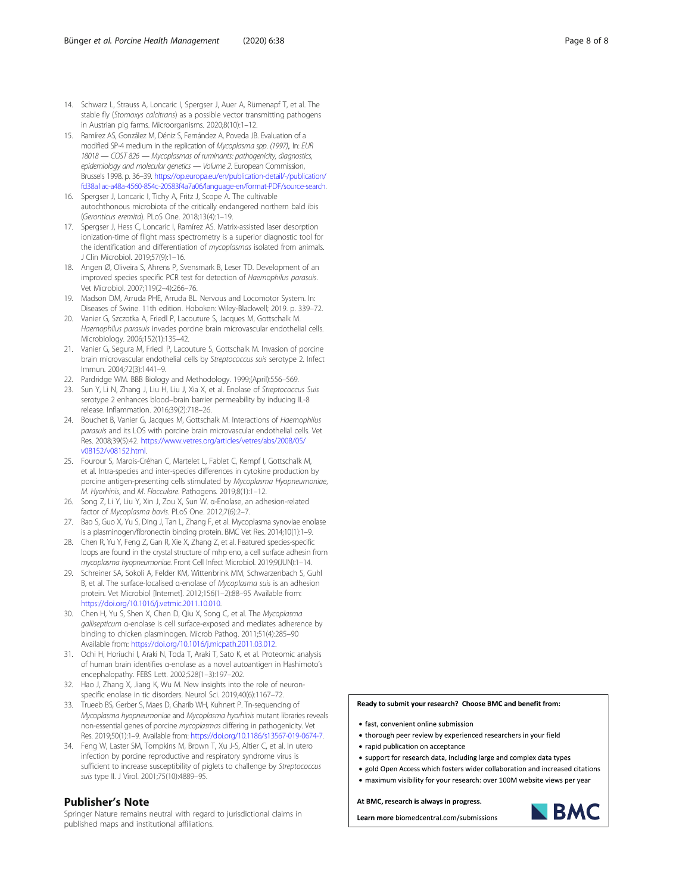14. Schwarz L, Strauss A, Loncaric I, Spergser J, Auer A, Rümenapf T, et al. The stable fly (*Stomoxys calcitrans*) as a possible vector transmitting pathogens in Austrian pig farms. Microorganisms. 2020;8(10):1–12.
15. Ramírez AS, González M, Déniz S, Fernández A, Poveda JB. Evaluation of a modified SP-4 medium in the replication of *Mycoplasma spp. (1997)*,. In: *EUR 18018 — COST 826 — Mycoplasmas of ruminants: pathogenicity, diagnostics, epidemiology and molecular genetics — Volume 2*. European Commission, Brussels 1998. p. 36–39. https://op.europa.eu/en/publication-detail/-/publication/fd38a1ac-a48a-4560-854c-20583f4a7a06/language-en/format-PDF/source-search.
16. Spergser J, Loncaric I, Tichy A, Fritz J, Scope A. The cultivable autochthonous microbiota of the critically endangered northern bald ibis (*Geronticus eremita*). PLoS One. 2018;13(4):1–19.
17. Spergser J, Hess C, Loncaric I, Ramírez AS. Matrix-assisted laser desorption ionization-time of flight mass spectrometry is a superior diagnostic tool for the identification and differentiation of *mycoplasmas* isolated from animals. J Clin Microbiol. 2019;57(9):1–16.
18. Angen Ø, Oliveira S, Ahrens P, Svensmark B, Leser TD. Development of an improved species specific PCR test for detection of *Haemophilus parasuis*. Vet Microbiol. 2007;119(2–4):266–76.
19. Madson DM, Arruda PHE, Arruda BL. Nervous and Locomotor System. In: Diseases of Swine. 11th edition. Hoboken: Wiley-Blackwell; 2019. p. 339–72.
20. Vanier G, Szczotka A, Friedl P, Lacouture S, Jacques M, Gottschalk M. *Haemophilus parasuis* invades porcine brain microvascular endothelial cells. Microbiology. 2006;152(1):135–42.
21. Vanier G, Segura M, Friedl P, Lacouture S, Gottschalk M. Invasion of porcine brain microvascular endothelial cells by *Streptococcus suis* serotype 2. Infect Immun. 2004;72(3):1441–9.
22. Pardridge WM. BBB Biology and Methodology. 1999;(April):556–569.
23. Sun Y, Li N, Zhang J, Liu H, Liu J, Xia X, et al. Enolase of *Streptococcus Suis* serotype 2 enhances blood–brain barrier permeability by inducing IL-8 release. Inflammation. 2016;39(2):718–26.
24. Bouchet B, Vanier G, Jacques M, Gottschalk M. Interactions of *Haemophilus parasuis* and its LOS with porcine brain microvascular endothelial cells. Vet Res. 2008;39(5):42. https://www.vetres.org/articles/vetres/abs/2008/05/v08152/v08152.html.
25. Fourour S, Marois-Créhan C, Martelet L, Fablet C, Kempf I, Gottschalk M, et al. Intra-species and inter-species differences in cytokine production by porcine antigen-presenting cells stimulated by *Mycoplasma Hyopneumoniae*, *M. Hyorhinis*, and *M. Flocculare*. Pathogens. 2019;8(1):1–12.
26. Song Z, Li Y, Liu Y, Xin J, Zou X, Sun W. α-Enolase, an adhesion-related factor of *Mycoplasma bovis*. PLoS One. 2012;7(6):2–7.
27. Bao S, Guo X, Yu S, Ding J, Tan L, Zhang F, et al. Mycoplasma synoviae enolase is a plasminogen/fibronectin binding protein. BMC Vet Res. 2014;10(1):1–9.
28. Chen R, Yu Y, Feng Z, Gan R, Xie X, Zhang Z, et al. Featured species-specific loops are found in the crystal structure of mhp eno, a cell surface adhesin from *mycoplasma hyopneumoniae*. Front Cell Infect Microbiol. 2019;9(JUN):1–14.
29. Schreiner SA, Sokoli A, Felder KM, Wittenbrink MM, Schwarzenbach S, Guhl B, et al. The surface-localised α-enolase of *Mycoplasma suis* is an adhesion protein. Vet Microbiol [Internet]. 2012;156(1–2):88–95 Available from: https://doi.org/10.1016/j.vetmic.2011.10.010.
30. Chen H, Yu S, Shen X, Chen D, Qiu X, Song C, et al. The *Mycoplasma gallisepticum* α-enolase is cell surface-exposed and mediates adherence by binding to chicken plasminogen. Microb Pathog. 2011;51(4):285–90 Available from: https://doi.org/10.1016/j.micpath.2011.03.012.
31. Ochi H, Horiuchi I, Araki N, Toda T, Araki T, Sato K, et al. Proteomic analysis of human brain identifies α-enolase as a novel autoantigen in Hashimoto's encephalopathy. FEBS Lett. 2002;528(1–3):197–202.
32. Hao J, Zhang X, Jiang K, Wu M. New insights into the role of neuron-specific enolase in tic disorders. Neurol Sci. 2019;40(6):1167–72.
33. Trueeb BS, Gerber S, Maes D, Gharib WH, Kuhnert P. Tn-sequencing of *Mycoplasma hyopneumoniae* and *Mycoplasma hyorhinis* mutant libraries reveals non-essential genes of porcine *mycoplasmas* differing in pathogenicity. Vet Res. 2019;50(1):1–9. Available from: https://doi.org/10.1186/s13567-019-0674-7.
34. Feng W, Laster SM, Tompkins M, Brown T, Xu J-S, Altier C, et al. In utero infection by porcine reproductive and respiratory syndrome virus is sufficient to increase susceptibility of piglets to challenge by *Streptococcus suis* type II. J Virol. 2001;75(10):4889–95.

## Publisher's Note

Springer Nature remains neutral with regard to jurisdictional claims in published maps and institutional affiliations.

**Ready to submit your research? Choose BMC and benefit from:**

- fast, convenient online submission
- thorough peer review by experienced researchers in your field
- rapid publication on acceptance
- support for research data, including large and complex data types
- gold Open Access which fosters wider collaboration and increased citations
- maximum visibility for your research: over 100M website views per year

**At BMC, research is always in progress.**

**Learn more** biomedcentral.com/submissions

BMC